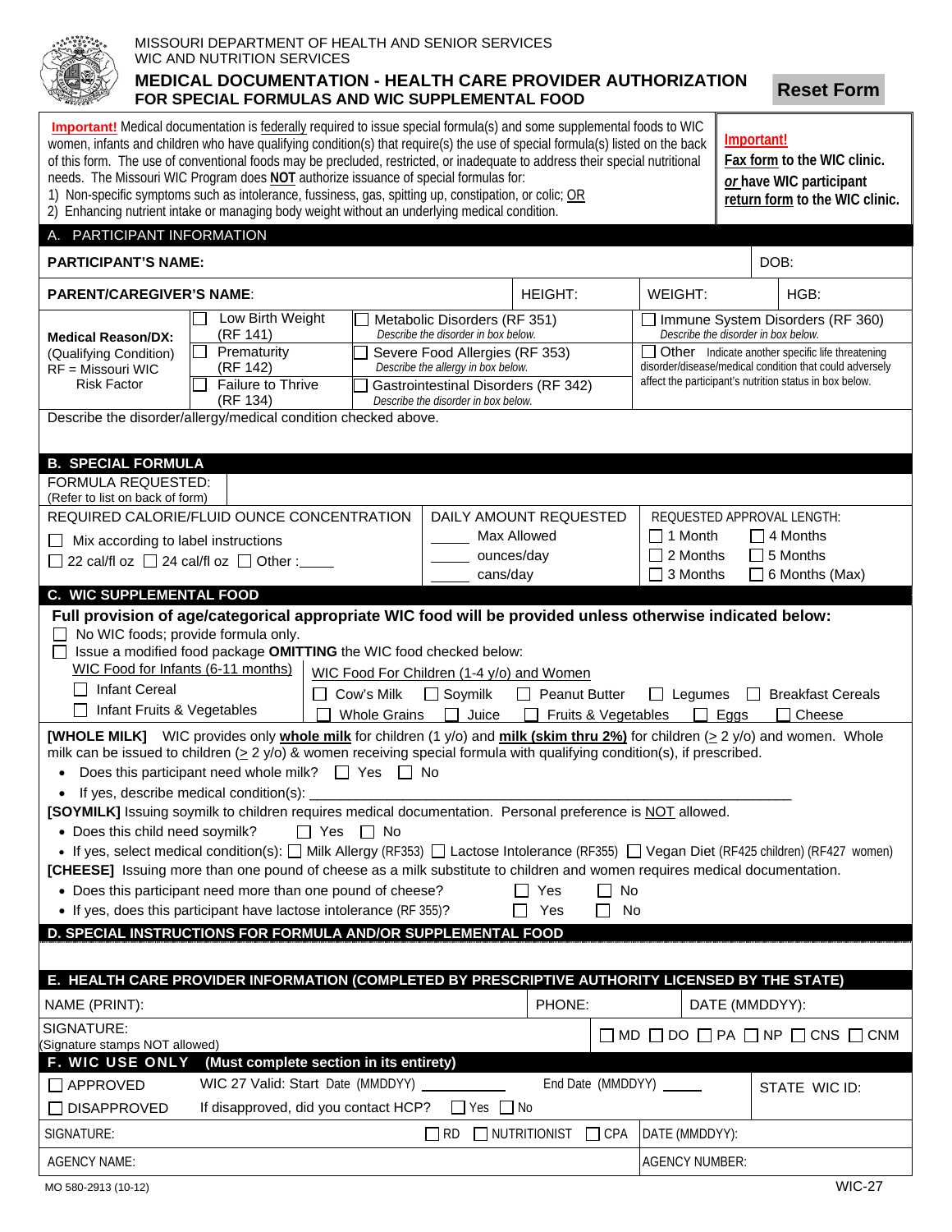MISSOURI DEPARTMENT OF HEALTH AND SENIOR SERVICES
WIC AND NUTRITION SERVICES

# MEDICAL DOCUMENTATION - HEALTH CARE PROVIDER AUTHORIZATION FOR SPECIAL FORMULAS AND WIC SUPPLEMENTAL FOOD

Reset Form

**Important!** Medical documentation is federally required to issue special formula(s) and some supplemental foods to WIC women, infants and children who have qualifying condition(s) that require(s) the use of special formula(s) listed on the back of this form. The use of conventional foods may be precluded, restricted, or inadequate to address their special nutritional needs. The Missouri WIC Program does **NOT** authorize issuance of special formulas for:

1) Non-specific symptoms such as intolerance, fussiness, gas, spitting up, constipation, or colic; OR
2) Enhancing nutrient intake or managing body weight without an underlying medical condition.

**Important!** **Fax form to the WIC clinic. *or* have WIC participant return form to the WIC clinic.**

## A. PARTICIPANT INFORMATION

| **PARTICIPANT'S NAME:** | | | DOB: |
|---|---|---|---|
| **PARENT/CAREGIVER'S NAME:** | HEIGHT: | WEIGHT: | HGB: |

**Medical Reason/DX:** (Qualifying Condition) RF = Missouri WIC Risk Factor

- ☐ Low Birth Weight (RF 141)
- ☐ Prematurity (RF 142)
- ☐ Failure to Thrive (RF 134)
- ☐ Metabolic Disorders (RF 351) *Describe the disorder in box below.*
- ☐ Severe Food Allergies (RF 353) *Describe the allergy in box below.*
- ☐ Gastrointestinal Disorders (RF 342) *Describe the disorder in box below.*
- ☐ Immune System Disorders (RF 360) *Describe the disorder in box below.*
- ☐ Other Indicate another specific life threatening disorder/disease/medical condition that could adversely affect the participant's nutrition status in box below.

Describe the disorder/allergy/medical condition checked above.

## B. SPECIAL FORMULA

FORMULA REQUESTED:
(Refer to list on back of form)

| REQUIRED CALORIE/FLUID OUNCE CONCENTRATION | DAILY AMOUNT REQUESTED | REQUESTED APPROVAL LENGTH: | |
|---|---|---|---|
| ☐ Mix according to label instructions | _____ Max Allowed | ☐ 1 Month | ☐ 4 Months |
| ☐ 22 cal/fl oz ☐ 24 cal/fl oz ☐ Other :____ | _____ ounces/day | ☐ 2 Months | ☐ 5 Months |
| | _____ cans/day | ☐ 3 Months | ☐ 6 Months (Max) |

## C. WIC SUPPLEMENTAL FOOD

**Full provision of age/categorical appropriate WIC food will be provided unless otherwise indicated below:**

- ☐ No WIC foods; provide formula only.
- ☐ Issue a modified food package **OMITTING** the WIC food checked below:

WIC Food for Infants (6-11 months)
- ☐ Infant Cereal
- ☐ Infant Fruits & Vegetables

WIC Food For Children (1-4 y/o) and Women
- ☐ Cow's Milk ☐ Soymilk ☐ Peanut Butter ☐ Legumes ☐ Breakfast Cereals
- ☐ Whole Grains ☐ Juice ☐ Fruits & Vegetables ☐ Eggs ☐ Cheese

**[WHOLE MILK]** WIC provides only **whole milk** for children (1 y/o) and **milk (skim thru 2%)** for children ($\geq$ 2 y/o) and women. Whole milk can be issued to children ($\geq$ 2 y/o) & women receiving special formula with qualifying condition(s), if prescribed.

- Does this participant need whole milk? ☐ Yes ☐ No
- If yes, describe medical condition(s): ____________________________________________

**[SOYMILK]** Issuing soymilk to children requires medical documentation. Personal preference is NOT allowed.

- Does this child need soymilk? ☐ Yes ☐ No
- If yes, select medical condition(s): ☐ Milk Allergy (RF353) ☐ Lactose Intolerance (RF355) ☐ Vegan Diet (RF425 children) (RF427 women)

**[CHEESE]** Issuing more than one pound of cheese as a milk substitute to children and women requires medical documentation.

- Does this participant need more than one pound of cheese? ☐ Yes ☐ No
- If yes, does this participant have lactose intolerance (RF 355)? ☐ Yes ☐ No

## D. SPECIAL INSTRUCTIONS FOR FORMULA AND/OR SUPPLEMENTAL FOOD

## E. HEALTH CARE PROVIDER INFORMATION (COMPLETED BY PRESCRIPTIVE AUTHORITY LICENSED BY THE STATE)

| NAME (PRINT): | PHONE: | DATE (MMDDYY): |
|---|---|---|
| SIGNATURE: (Signature stamps NOT allowed) | ☐ MD ☐ DO ☐ PA ☐ NP ☐ CNS ☐ CNM | |

## F. WIC USE ONLY (Must complete section in its entirety)

| ☐ APPROVED | WIC 27 Valid: Start Date (MMDDYY) __________ | End Date (MMDDYY) _____ | STATE WIC ID: |
|---|---|---|---|
| ☐ DISAPPROVED | If disapproved, did you contact HCP? ☐ Yes ☐ No | | |
| SIGNATURE: | ☐ RD ☐ NUTRITIONIST ☐ CPA | DATE (MMDDYY): | |
| AGENCY NAME: | | AGENCY NUMBER: | |

MO 580-2913 (10-12) WIC-27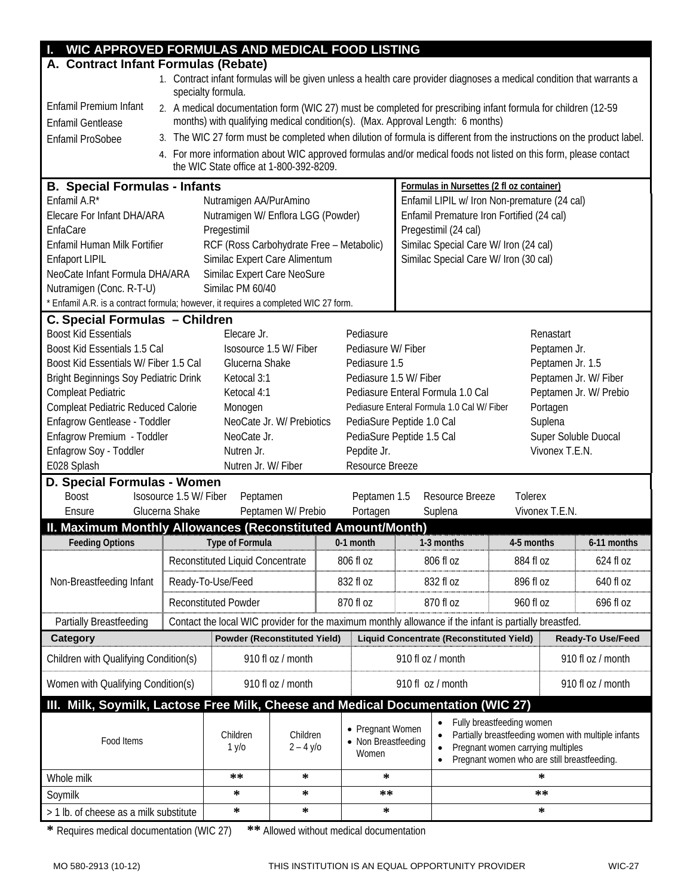## I. WIC APPROVED FORMULAS AND MEDICAL FOOD LISTING

### A. Contract Infant Formulas (Rebate)

Enfamil Premium Infant
Enfamil Gentlease
Enfamil ProSobee

1. Contract infant formulas will be given unless a health care provider diagnoses a medical condition that warrants a specialty formula.
2. A medical documentation form (WIC 27) must be completed for prescribing infant formula for children (12-59 months) with qualifying medical condition(s). (Max. Approval Length: 6 months)
3. The WIC 27 form must be completed when dilution of formula is different from the instructions on the product label.
4. For more information about WIC approved formulas and/or medical foods not listed on this form, please contact the WIC State office at 1-800-392-8209.

### B. Special Formulas - Infants

Enfamil A.R*
Elecare For Infant DHA/ARA
EnfaCare
Enfamil Human Milk Fortifier
Enfaport LIPIL
NeoCate Infant Formula DHA/ARA
Nutramigen (Conc. R-T-U)
Nutramigen AA/PurAmino
Nutramigen W/ Enflora LGG (Powder)
Pregestimil
RCF (Ross Carbohydrate Free – Metabolic)
Similac Expert Care Alimentum
Similac Expert Care NeoSure
Similac PM 60/40

\* Enfamil A.R. is a contract formula; however, it requires a completed WIC 27 form.

**Formulas in Nursettes (2 fl oz container)**

Enfamil LIPIL w/ Iron Non-premature (24 cal)
Enfamil Premature Iron Fortified (24 cal)
Pregestimil (24 cal)
Similac Special Care W/ Iron (24 cal)
Similac Special Care W/ Iron (30 cal)

### C. Special Formulas – Children

Boost Kid Essentials
Boost Kid Essentials 1.5 Cal
Boost Kid Essentials W/ Fiber 1.5 Cal
Bright Beginnings Soy Pediatric Drink
Compleat Pediatric
Compleat Pediatric Reduced Calorie
Enfagrow Gentlease - Toddler
Enfagrow Premium - Toddler
Enfagrow Soy - Toddler
E028 Splash
Elecare Jr.
Isosource 1.5 W/ Fiber
Glucerna Shake
Ketocal 3:1
Ketocal 4:1
Monogen
NeoCate Jr. W/ Prebiotics
NeoCate Jr.
Nutren Jr.
Nutren Jr. W/ Fiber
Pediasure
Pediasure W/ Fiber
Pediasure 1.5
Pediasure 1.5 W/ Fiber
Pediasure Enteral Formula 1.0 Cal
Pediasure Enteral Formula 1.0 Cal W/ Fiber
PediaSure Peptide 1.0 Cal
PediaSure Peptide 1.5 Cal
Pepdite Jr.
Resource Breeze
Renastart
Peptamen Jr.
Peptamen Jr. 1.5
Peptamen Jr. W/ Fiber
Peptamen Jr. W/ Prebio
Portagen
Suplena
Super Soluble Duocal
Vivonex T.E.N.

### D. Special Formulas - Women

Boost
Ensure
Isosource 1.5 W/ Fiber
Glucerna Shake
Peptamen
Peptamen W/ Prebio
Peptamen 1.5
Portagen
Resource Breeze
Suplena
Tolerex
Vivonex T.E.N.

## II. Maximum Monthly Allowances (Reconstituted Amount/Month)

| Feeding Options | Type of Formula | 0-1 month | 1-3 months | 4-5 months | 6-11 months |
|---|---|---|---|---|---|
| Non-Breastfeeding Infant | Reconstituted Liquid Concentrate | 806 fl oz | 806 fl oz | 884 fl oz | 624 fl oz |
| | Ready-To-Use/Feed | 832 fl oz | 832 fl oz | 896 fl oz | 640 fl oz |
| | Reconstituted Powder | 870 fl oz | 870 fl oz | 960 fl oz | 696 fl oz |
| Partially Breastfeeding | Contact the local WIC provider for the maximum monthly allowance if the infant is partially breastfed. | | | | |

| Category | Powder (Reconstituted Yield) | Liquid Concentrate (Reconstituted Yield) | Ready-To Use/Feed |
|---|---|---|---|
| Children with Qualifying Condition(s) | 910 fl oz / month | 910 fl oz / month | 910 fl oz / month |
| Women with Qualifying Condition(s) | 910 fl oz / month | 910 fl oz / month | 910 fl oz / month |

## III. Milk, Soymilk, Lactose Free Milk, Cheese and Medical Documentation (WIC 27)

| Food Items | Children 1 y/o | Children 2 – 4 y/o | • Pregnant Women • Non Breastfeeding Women | • Fully breastfeeding women • Partially breastfeeding women with multiple infants • Pregnant women carrying multiples • Pregnant women who are still breastfeeding. |
|---|---|---|---|---|
| Whole milk | ** | * | * | * |
| Soymilk | * | * | ** | ** |
| > 1 lb. of cheese as a milk substitute | * | * | * | * |

\* Requires medical documentation (WIC 27)  ** Allowed without medical documentation

MO 580-2913 (10-12) THIS INSTITUTION IS AN EQUAL OPPORTUNITY PROVIDER WIC-27